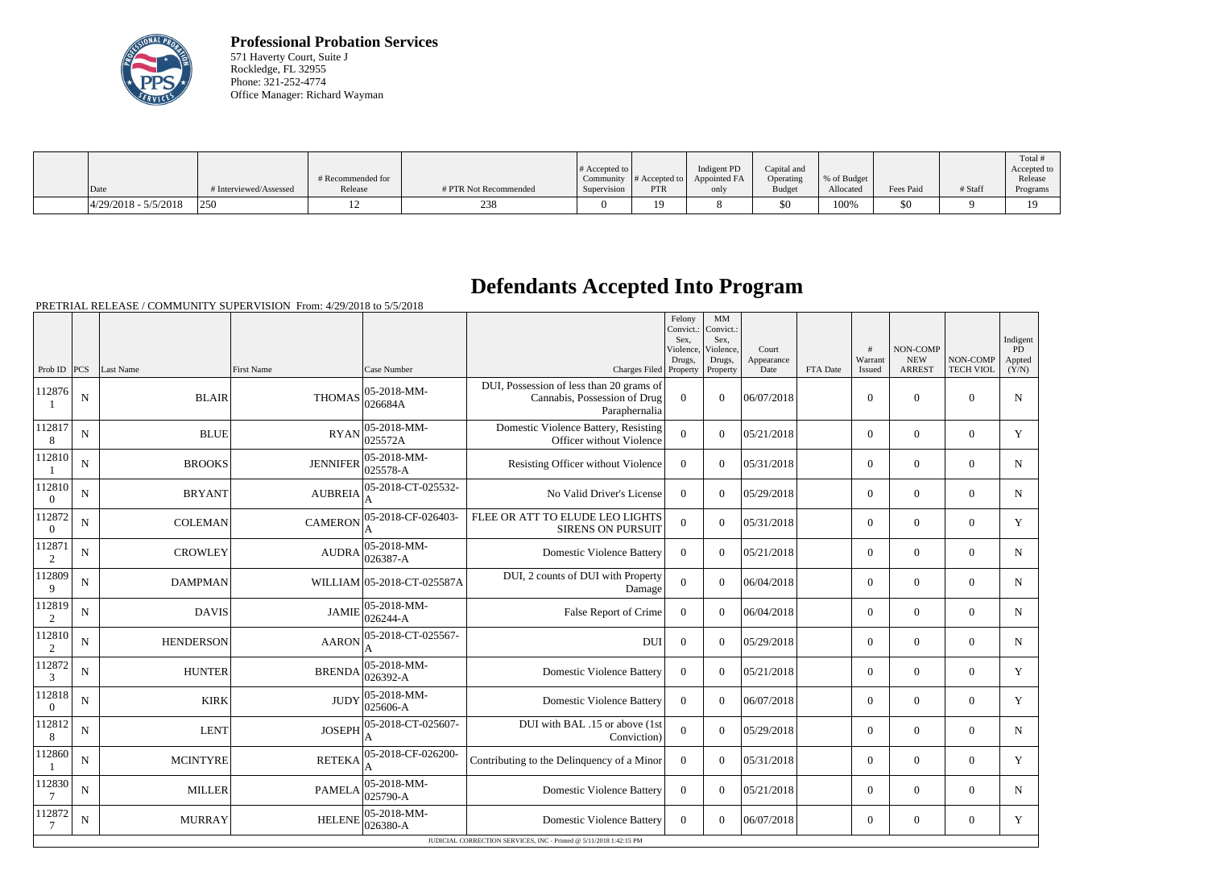**Professional Probation Services**
571 Haverty Court, Suite J
Rockledge, FL 32955
Phone: 321-252-4774
Office Manager: Richard Wayman

| Date | # Interviewed/Assessed | # Recommended for Release | # PTR Not Recommended | # Accepted to Community Supervision | # Accepted to PTR | Indigent PD Appointed FA only | Capital and Operating Budget | % of Budget Allocated | Fees Paid | # Staff | Total # Accepted to Release Programs |
|---|---|---|---|---|---|---|---|---|---|---|---|
| 4/29/2018 - 5/5/2018 | 250 | 12 | 238 | 0 | 19 | 8 | $0 | 100% | $0 | 9 | 19 |

# Defendants Accepted Into Program

PRETRIAL RELEASE / COMMUNITY SUPERVISION From: 4/29/2018 to 5/5/2018

| Prob ID | PCS | Last Name | First Name | Case Number | Charges Filed | Felony Convict.: Sex, Violence, Drugs, Property | MM Convict.: Sex, Violence, Drugs, Property | Court Appearance Date | FTA Date | # Warrant Issued | NON-COMP NEW ARREST | NON-COMP TECH VIOL | Indigent PD Appted (Y/N) |
|---|---|---|---|---|---|---|---|---|---|---|---|---|---|
| 1128761 | N | BLAIR | THOMAS | 05-2018-MM-026684A | DUI, Possession of less than 20 grams of Cannabis, Possession of Drug Paraphernalia | 0 | 0 | 06/07/2018 | | 0 | 0 | 0 | N |
| 1128178 | N | BLUE | RYAN | 05-2018-MM-025572A | Domestic Violence Battery, Resisting Officer without Violence | 0 | 0 | 05/21/2018 | | 0 | 0 | 0 | Y |
| 1128101 | N | BROOKS | JENNIFER | 05-2018-MM-025578-A | Resisting Officer without Violence | 0 | 0 | 05/31/2018 | | 0 | 0 | 0 | N |
| 1128100 | N | BRYANT | AUBREIA | 05-2018-CT-025532-A | No Valid Driver's License | 0 | 0 | 05/29/2018 | | 0 | 0 | 0 | N |
| 1128720 | N | COLEMAN | CAMERON | 05-2018-CF-026403-A | FLEE OR ATT TO ELUDE LEO LIGHTS SIRENS ON PURSUIT | 0 | 0 | 05/31/2018 | | 0 | 0 | 0 | Y |
| 1128712 | N | CROWLEY | AUDRA | 05-2018-MM-026387-A | Domestic Violence Battery | 0 | 0 | 05/21/2018 | | 0 | 0 | 0 | N |
| 1128099 | N | DAMPMAN | WILLIAM | 05-2018-CT-025587A | DUI, 2 counts of DUI with Property Damage | 0 | 0 | 06/04/2018 | | 0 | 0 | 0 | N |
| 1128192 | N | DAVIS | JAMIE | 05-2018-MM-026244-A | False Report of Crime | 0 | 0 | 06/04/2018 | | 0 | 0 | 0 | N |
| 1128102 | N | HENDERSON | AARON | 05-2018-CT-025567-A | DUI | 0 | 0 | 05/29/2018 | | 0 | 0 | 0 | N |
| 1128723 | N | HUNTER | BRENDA | 05-2018-MM-026392-A | Domestic Violence Battery | 0 | 0 | 05/21/2018 | | 0 | 0 | 0 | Y |
| 1128180 | N | KIRK | JUDY | 05-2018-MM-025606-A | Domestic Violence Battery | 0 | 0 | 06/07/2018 | | 0 | 0 | 0 | Y |
| 1128128 | N | LENT | JOSEPH | 05-2018-CT-025607-A | DUI with BAL .15 or above (1st Conviction) | 0 | 0 | 05/29/2018 | | 0 | 0 | 0 | N |
| 1128601 | N | MCINTYRE | RETEKA | 05-2018-CF-026200-A | Contributing to the Delinquency of a Minor | 0 | 0 | 05/31/2018 | | 0 | 0 | 0 | Y |
| 1128307 | N | MILLER | PAMELA | 05-2018-MM-025790-A | Domestic Violence Battery | 0 | 0 | 05/21/2018 | | 0 | 0 | 0 | N |
| 1128727 | N | MURRAY | HELENE | 05-2018-MM-026380-A | Domestic Violence Battery | 0 | 0 | 06/07/2018 | | 0 | 0 | 0 | Y |

JUDICIAL CORRECTION SERVICES, INC - Printed @ 5/11/2018 1:42:15 PM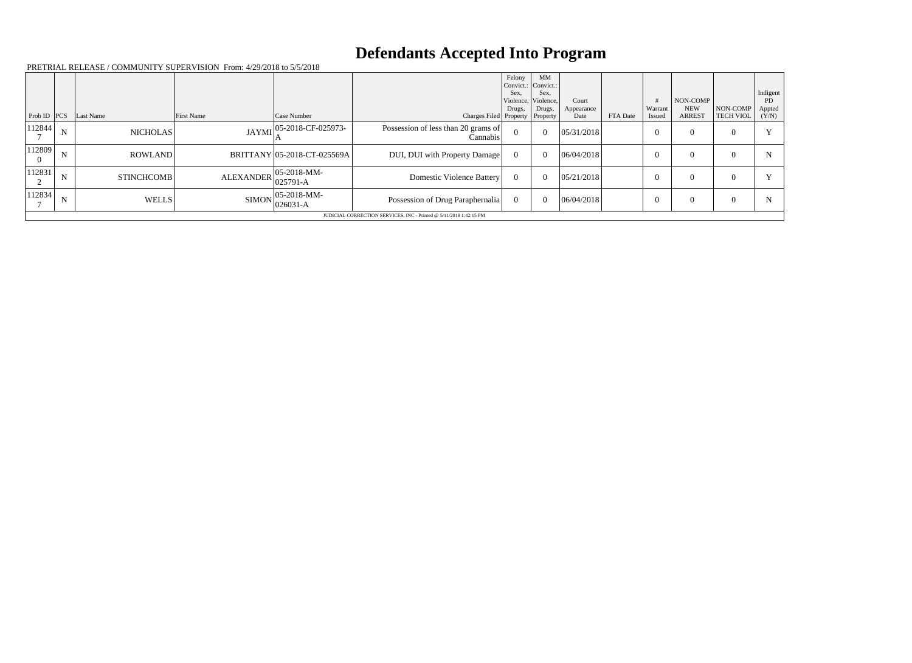# Defendants Accepted Into Program

PRETRIAL RELEASE / COMMUNITY SUPERVISION From: 4/29/2018 to 5/5/2018

| Prob ID | PCS | Last Name | First Name | Case Number | Charges Filed | Felony Convict.: Sex, Violence, Drugs, Property | MM Convict.: Sex, Violence, Drugs, Property | Court Appearance Date | FTA Date | # Warrant Issued | NON-COMP NEW ARREST | NON-COMP TECH VIOL | Indigent PD Appted (Y/N) |
|---|---|---|---|---|---|---|---|---|---|---|---|---|---|
| 1128447 | N | NICHOLAS | JAYMI | 05-2018-CF-025973-A | Possession of less than 20 grams of Cannabis | 0 | 0 | 05/31/2018 | | 0 | 0 | 0 | Y |
| 1128090 | N | ROWLAND | BRITTANY | 05-2018-CT-025569A | DUI, DUI with Property Damage | 0 | 0 | 06/04/2018 | | 0 | 0 | 0 | N |
| 1128312 | N | STINCHCOMB | ALEXANDER | 05-2018-MM-025791-A | Domestic Violence Battery | 0 | 0 | 05/21/2018 | | 0 | 0 | 0 | Y |
| 1128347 | N | WELLS | SIMON | 05-2018-MM-026031-A | Possession of Drug Paraphernalia | 0 | 0 | 06/04/2018 | | 0 | 0 | 0 | N |

JUDICIAL CORRECTION SERVICES, INC - Printed @ 5/11/2018 1:42:15 PM